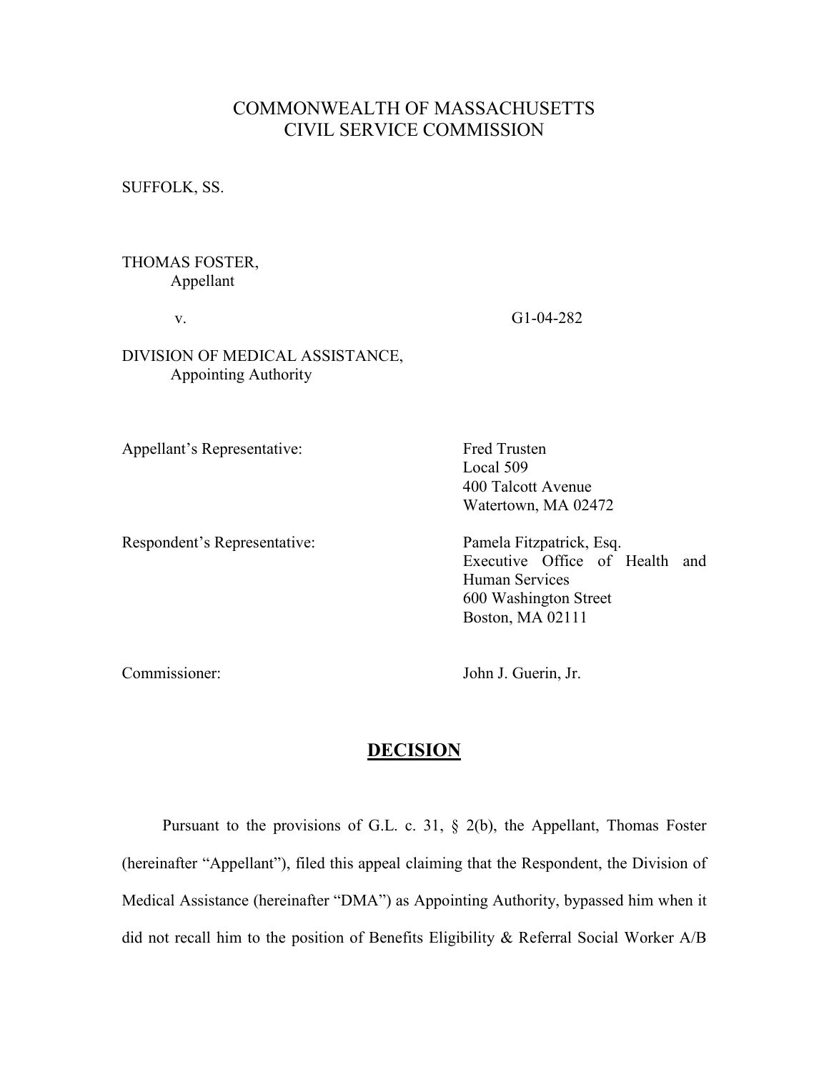COMMONWEALTH OF MASSACHUSETTS
CIVIL SERVICE COMMISSION

SUFFOLK, SS.

THOMAS FOSTER,
Appellant

v. G1-04-282

DIVISION OF MEDICAL ASSISTANCE,
Appointing Authority

Appellant's Representative: Fred Trusten
Local 509
400 Talcott Avenue
Watertown, MA 02472

Respondent's Representative: Pamela Fitzpatrick, Esq.
Executive Office of Health and Human Services
600 Washington Street
Boston, MA 02111

Commissioner: John J. Guerin, Jr.

## DECISION

Pursuant to the provisions of G.L. c. 31, § 2(b), the Appellant, Thomas Foster (hereinafter "Appellant"), filed this appeal claiming that the Respondent, the Division of Medical Assistance (hereinafter "DMA") as Appointing Authority, bypassed him when it did not recall him to the position of Benefits Eligibility & Referral Social Worker A/B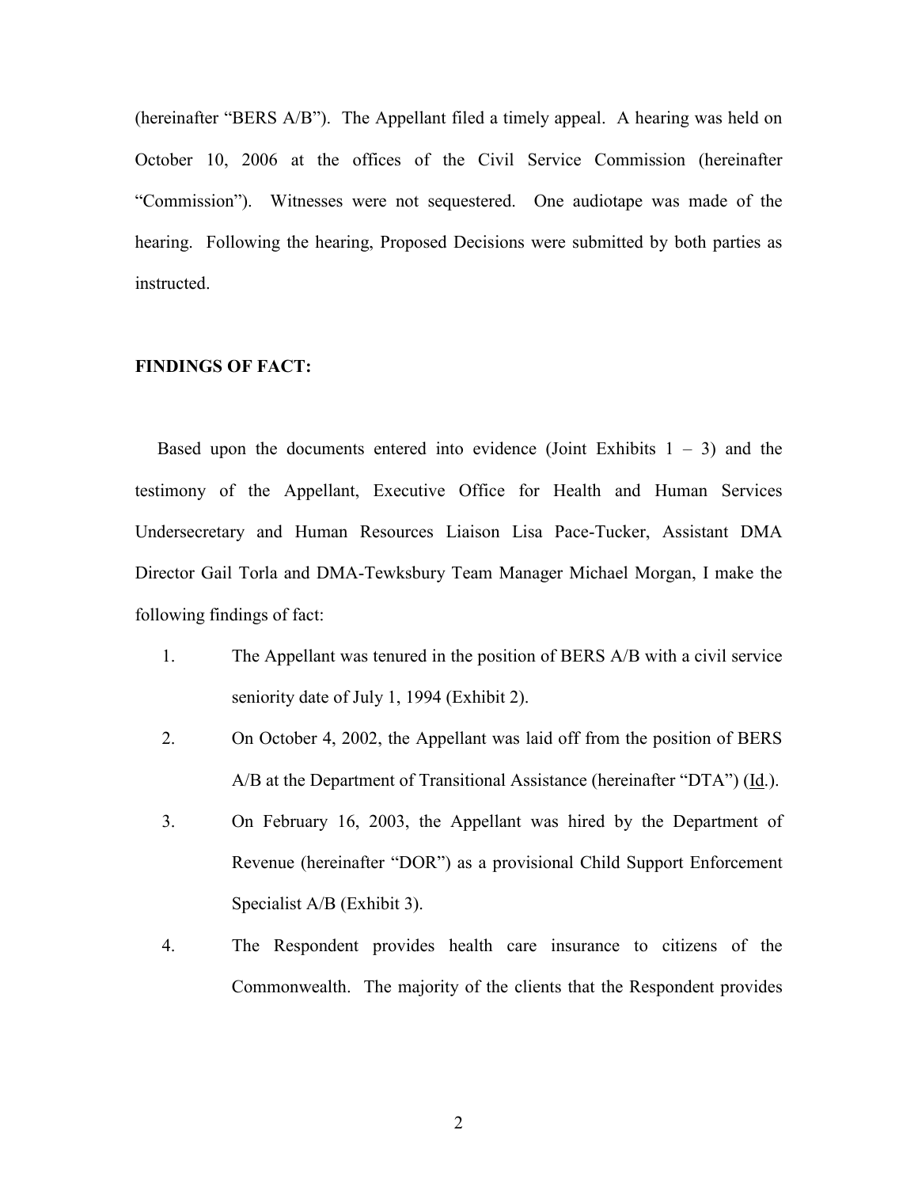(hereinafter "BERS A/B"). The Appellant filed a timely appeal. A hearing was held on October 10, 2006 at the offices of the Civil Service Commission (hereinafter "Commission"). Witnesses were not sequestered. One audiotape was made of the hearing. Following the hearing, Proposed Decisions were submitted by both parties as instructed.

**FINDINGS OF FACT:**

Based upon the documents entered into evidence (Joint Exhibits 1 – 3) and the testimony of the Appellant, Executive Office for Health and Human Services Undersecretary and Human Resources Liaison Lisa Pace-Tucker, Assistant DMA Director Gail Torla and DMA-Tewksbury Team Manager Michael Morgan, I make the following findings of fact:

1. The Appellant was tenured in the position of BERS A/B with a civil service seniority date of July 1, 1994 (Exhibit 2).
2. On October 4, 2002, the Appellant was laid off from the position of BERS A/B at the Department of Transitional Assistance (hereinafter "DTA") (Id.).
3. On February 16, 2003, the Appellant was hired by the Department of Revenue (hereinafter "DOR") as a provisional Child Support Enforcement Specialist A/B (Exhibit 3).
4. The Respondent provides health care insurance to citizens of the Commonwealth. The majority of the clients that the Respondent provides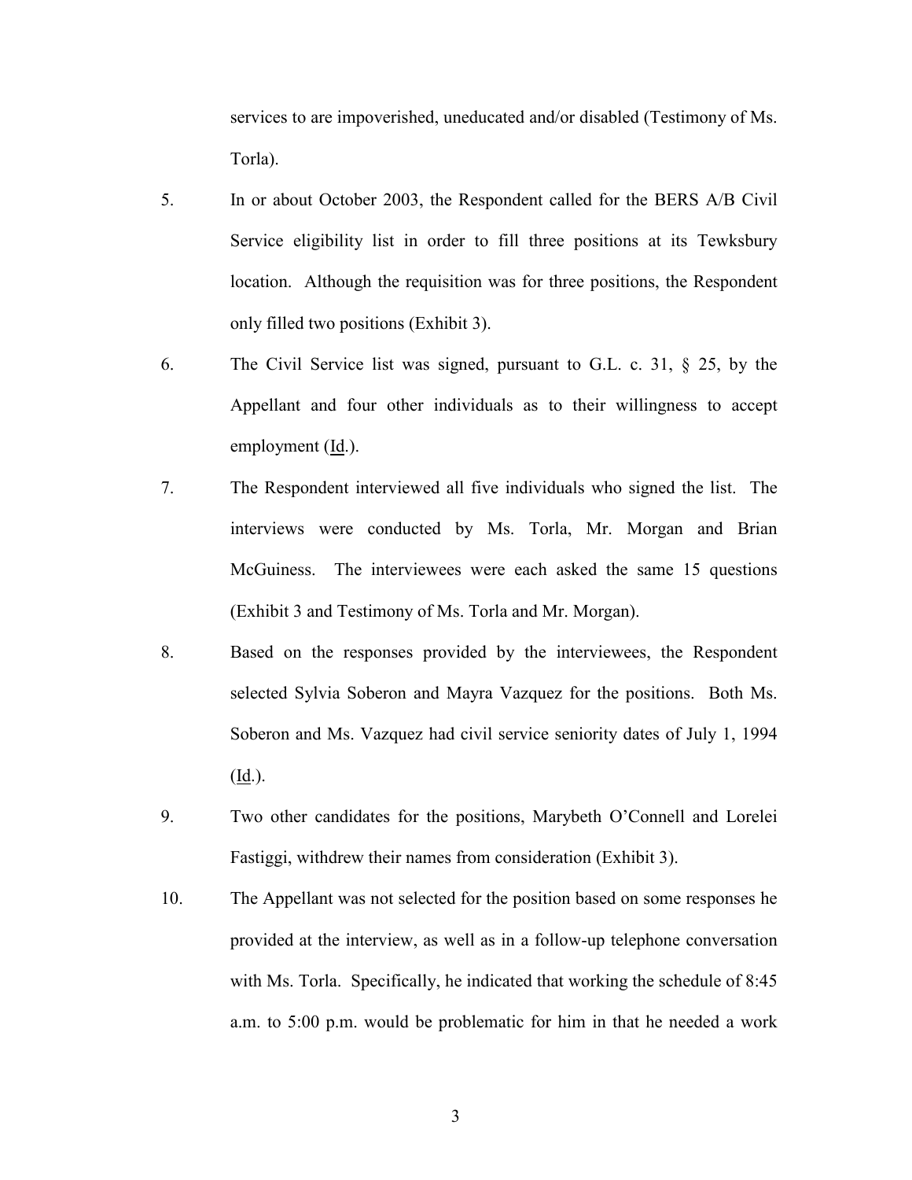services to are impoverished, uneducated and/or disabled (Testimony of Ms. Torla).

5. In or about October 2003, the Respondent called for the BERS A/B Civil Service eligibility list in order to fill three positions at its Tewksbury location. Although the requisition was for three positions, the Respondent only filled two positions (Exhibit 3).

6. The Civil Service list was signed, pursuant to G.L. c. 31, § 25, by the Appellant and four other individuals as to their willingness to accept employment (Id.).

7. The Respondent interviewed all five individuals who signed the list. The interviews were conducted by Ms. Torla, Mr. Morgan and Brian McGuiness. The interviewees were each asked the same 15 questions (Exhibit 3 and Testimony of Ms. Torla and Mr. Morgan).

8. Based on the responses provided by the interviewees, the Respondent selected Sylvia Soberon and Mayra Vazquez for the positions. Both Ms. Soberon and Ms. Vazquez had civil service seniority dates of July 1, 1994 (Id.).

9. Two other candidates for the positions, Marybeth O'Connell and Lorelei Fastiggi, withdrew their names from consideration (Exhibit 3).

10. The Appellant was not selected for the position based on some responses he provided at the interview, as well as in a follow-up telephone conversation with Ms. Torla. Specifically, he indicated that working the schedule of 8:45 a.m. to 5:00 p.m. would be problematic for him in that he needed a work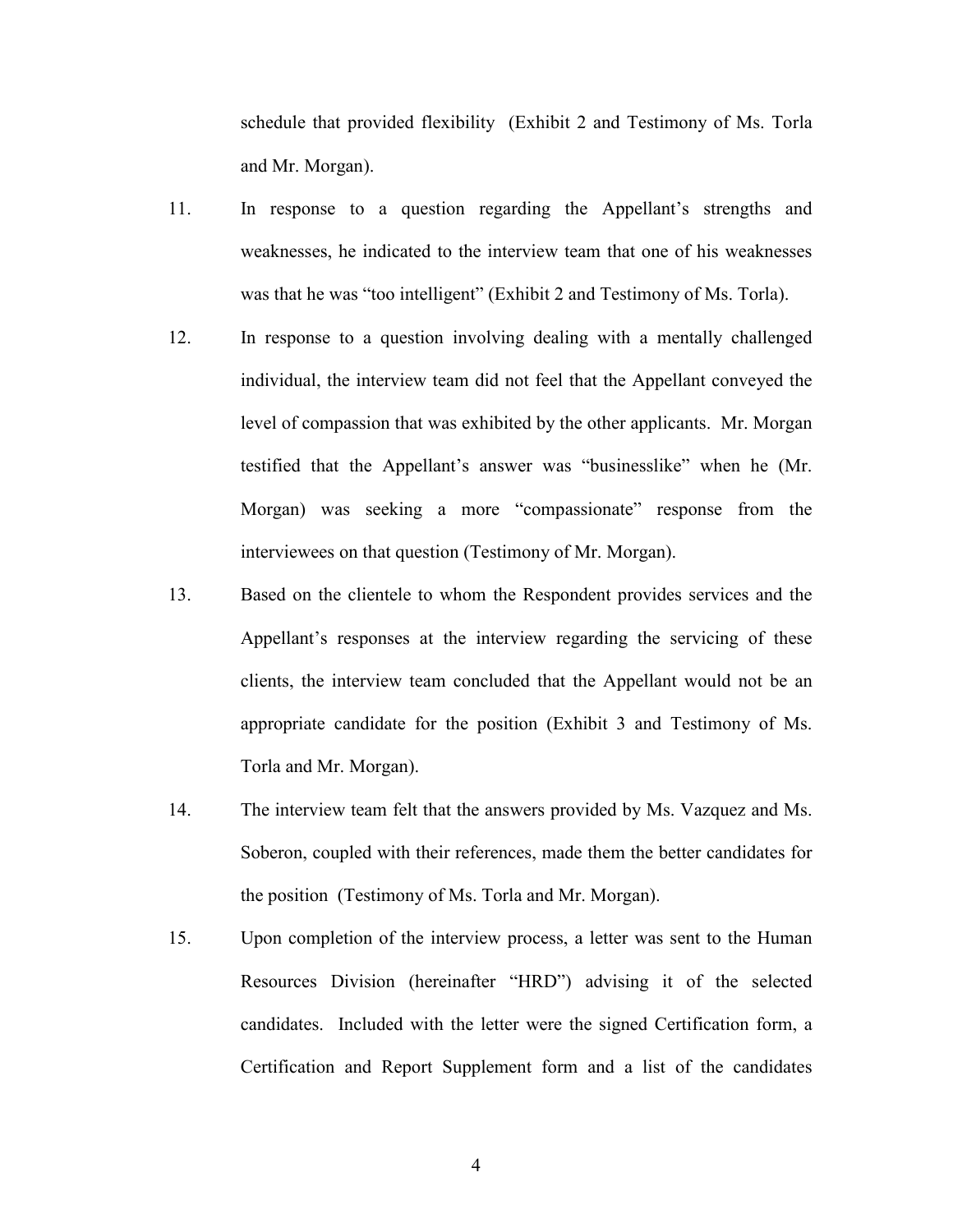schedule that provided flexibility (Exhibit 2 and Testimony of Ms. Torla and Mr. Morgan).

11. In response to a question regarding the Appellant's strengths and weaknesses, he indicated to the interview team that one of his weaknesses was that he was "too intelligent" (Exhibit 2 and Testimony of Ms. Torla).

12. In response to a question involving dealing with a mentally challenged individual, the interview team did not feel that the Appellant conveyed the level of compassion that was exhibited by the other applicants. Mr. Morgan testified that the Appellant's answer was "businesslike" when he (Mr. Morgan) was seeking a more "compassionate" response from the interviewees on that question (Testimony of Mr. Morgan).

13. Based on the clientele to whom the Respondent provides services and the Appellant's responses at the interview regarding the servicing of these clients, the interview team concluded that the Appellant would not be an appropriate candidate for the position (Exhibit 3 and Testimony of Ms. Torla and Mr. Morgan).

14. The interview team felt that the answers provided by Ms. Vazquez and Ms. Soberon, coupled with their references, made them the better candidates for the position (Testimony of Ms. Torla and Mr. Morgan).

15. Upon completion of the interview process, a letter was sent to the Human Resources Division (hereinafter "HRD") advising it of the selected candidates. Included with the letter were the signed Certification form, a Certification and Report Supplement form and a list of the candidates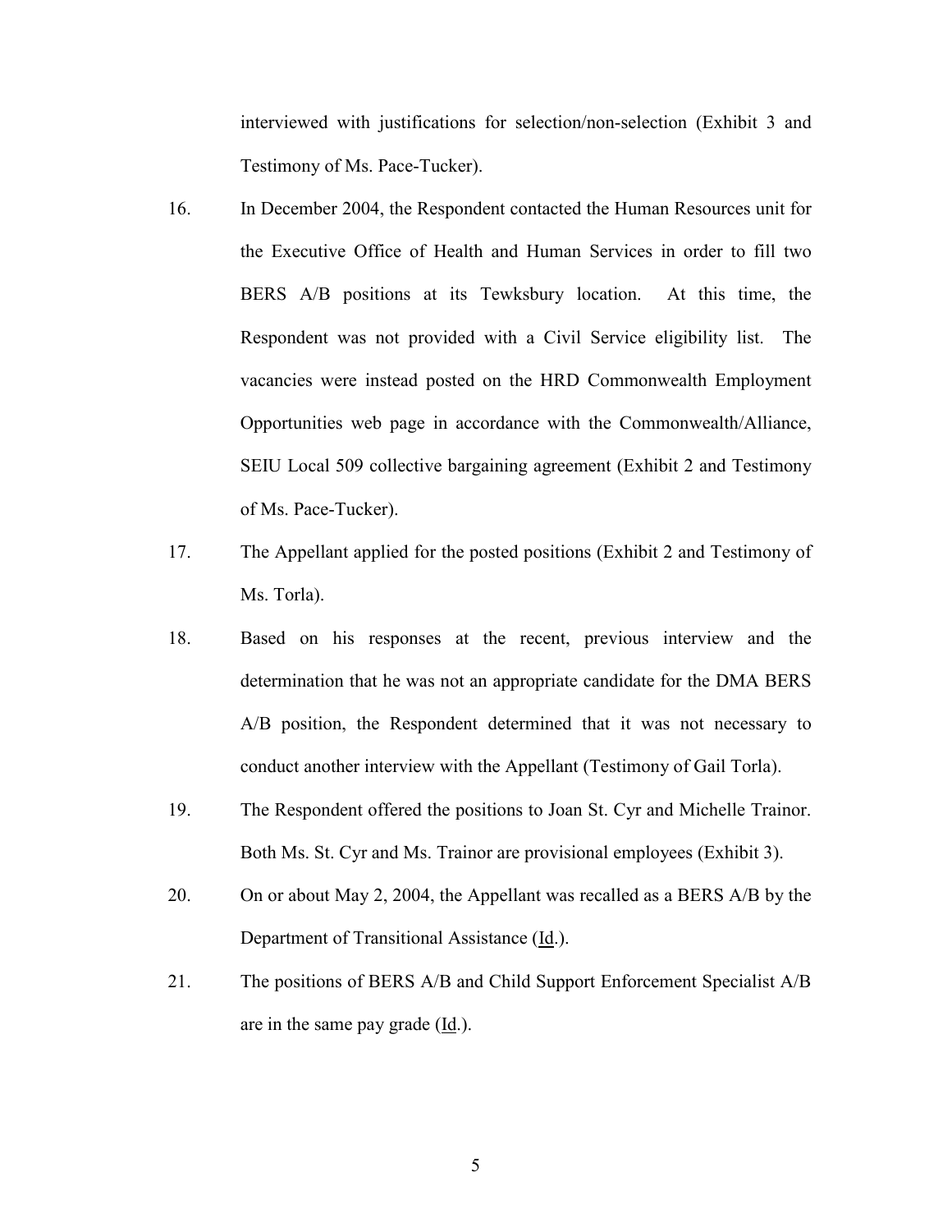interviewed with justifications for selection/non-selection (Exhibit 3 and Testimony of Ms. Pace-Tucker).

16. In December 2004, the Respondent contacted the Human Resources unit for the Executive Office of Health and Human Services in order to fill two BERS A/B positions at its Tewksbury location. At this time, the Respondent was not provided with a Civil Service eligibility list. The vacancies were instead posted on the HRD Commonwealth Employment Opportunities web page in accordance with the Commonwealth/Alliance, SEIU Local 509 collective bargaining agreement (Exhibit 2 and Testimony of Ms. Pace-Tucker).

17. The Appellant applied for the posted positions (Exhibit 2 and Testimony of Ms. Torla).

18. Based on his responses at the recent, previous interview and the determination that he was not an appropriate candidate for the DMA BERS A/B position, the Respondent determined that it was not necessary to conduct another interview with the Appellant (Testimony of Gail Torla).

19. The Respondent offered the positions to Joan St. Cyr and Michelle Trainor. Both Ms. St. Cyr and Ms. Trainor are provisional employees (Exhibit 3).

20. On or about May 2, 2004, the Appellant was recalled as a BERS A/B by the Department of Transitional Assistance (Id.).

21. The positions of BERS A/B and Child Support Enforcement Specialist A/B are in the same pay grade (Id.).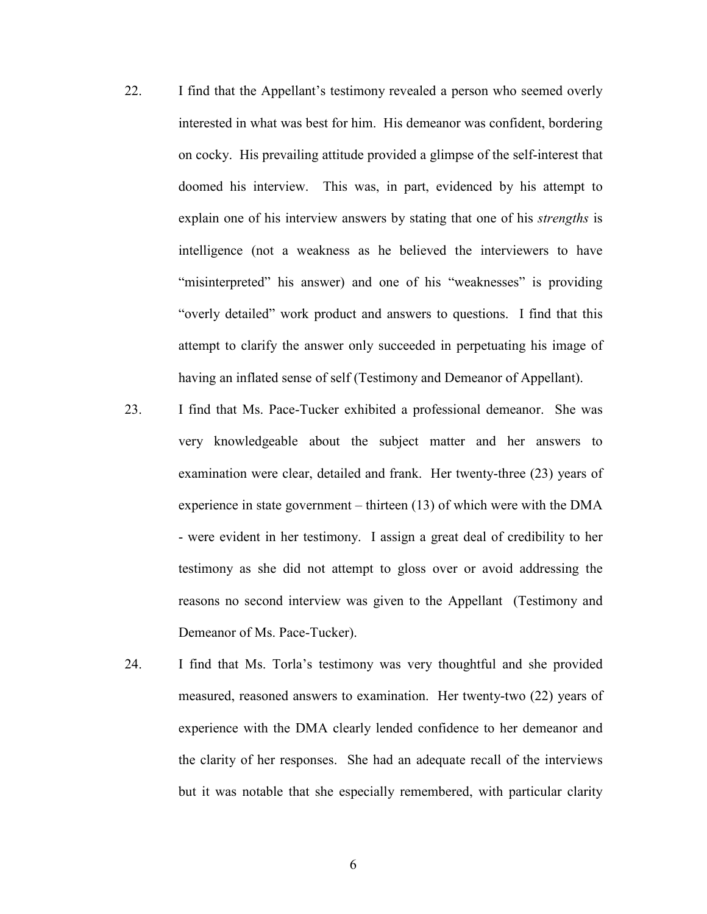22. I find that the Appellant's testimony revealed a person who seemed overly interested in what was best for him. His demeanor was confident, bordering on cocky. His prevailing attitude provided a glimpse of the self-interest that doomed his interview. This was, in part, evidenced by his attempt to explain one of his interview answers by stating that one of his *strengths* is intelligence (not a weakness as he believed the interviewers to have "misinterpreted" his answer) and one of his "weaknesses" is providing "overly detailed" work product and answers to questions. I find that this attempt to clarify the answer only succeeded in perpetuating his image of having an inflated sense of self (Testimony and Demeanor of Appellant).

23. I find that Ms. Pace-Tucker exhibited a professional demeanor. She was very knowledgeable about the subject matter and her answers to examination were clear, detailed and frank. Her twenty-three (23) years of experience in state government – thirteen (13) of which were with the DMA - were evident in her testimony. I assign a great deal of credibility to her testimony as she did not attempt to gloss over or avoid addressing the reasons no second interview was given to the Appellant (Testimony and Demeanor of Ms. Pace-Tucker).

24. I find that Ms. Torla's testimony was very thoughtful and she provided measured, reasoned answers to examination. Her twenty-two (22) years of experience with the DMA clearly lended confidence to her demeanor and the clarity of her responses. She had an adequate recall of the interviews but it was notable that she especially remembered, with particular clarity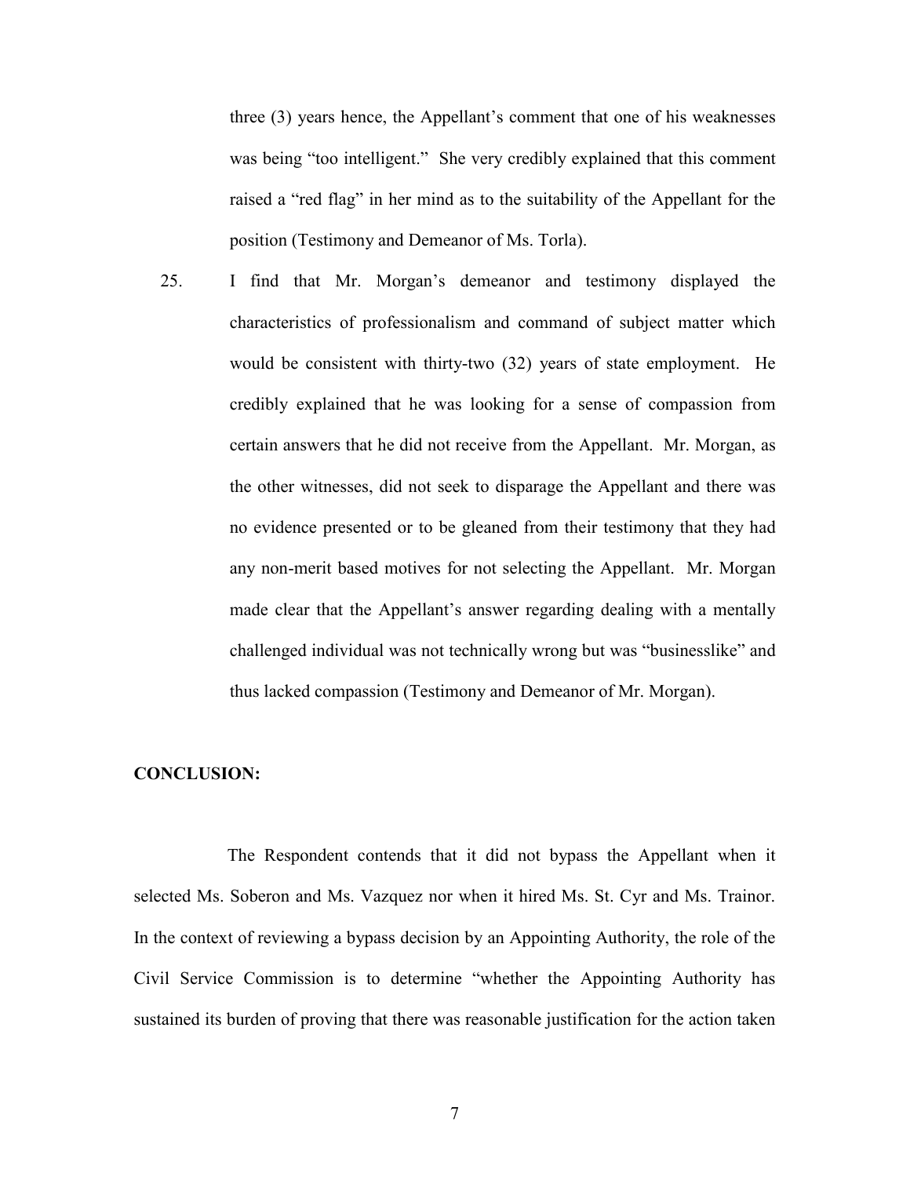three (3) years hence, the Appellant's comment that one of his weaknesses was being "too intelligent." She very credibly explained that this comment raised a "red flag" in her mind as to the suitability of the Appellant for the position (Testimony and Demeanor of Ms. Torla).

25. I find that Mr. Morgan's demeanor and testimony displayed the characteristics of professionalism and command of subject matter which would be consistent with thirty-two (32) years of state employment. He credibly explained that he was looking for a sense of compassion from certain answers that he did not receive from the Appellant. Mr. Morgan, as the other witnesses, did not seek to disparage the Appellant and there was no evidence presented or to be gleaned from their testimony that they had any non-merit based motives for not selecting the Appellant. Mr. Morgan made clear that the Appellant's answer regarding dealing with a mentally challenged individual was not technically wrong but was "businesslike" and thus lacked compassion (Testimony and Demeanor of Mr. Morgan).

**CONCLUSION:**

The Respondent contends that it did not bypass the Appellant when it selected Ms. Soberon and Ms. Vazquez nor when it hired Ms. St. Cyr and Ms. Trainor. In the context of reviewing a bypass decision by an Appointing Authority, the role of the Civil Service Commission is to determine "whether the Appointing Authority has sustained its burden of proving that there was reasonable justification for the action taken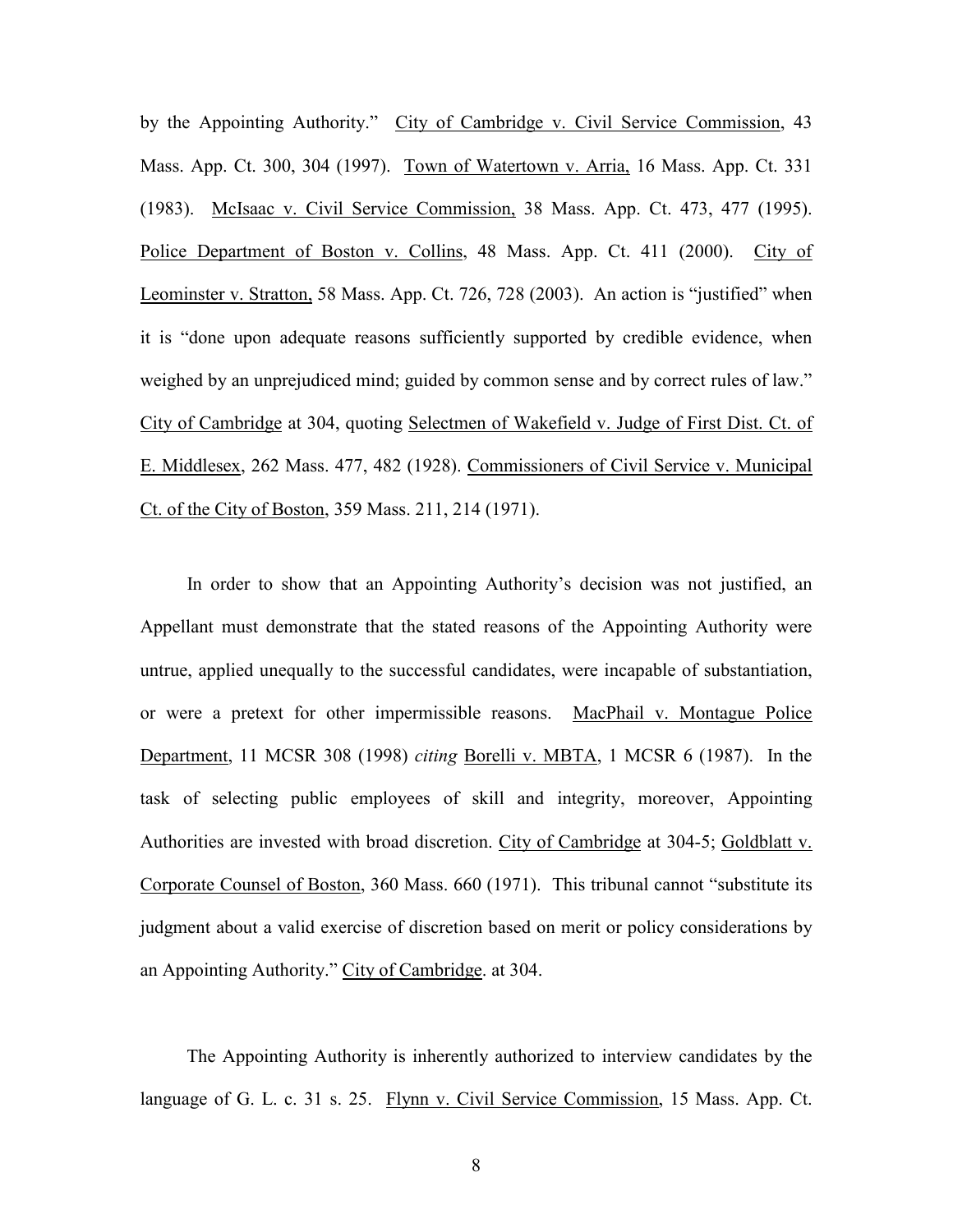by the Appointing Authority." City of Cambridge v. Civil Service Commission, 43 Mass. App. Ct. 300, 304 (1997). Town of Watertown v. Arria, 16 Mass. App. Ct. 331 (1983). McIsaac v. Civil Service Commission, 38 Mass. App. Ct. 473, 477 (1995). Police Department of Boston v. Collins, 48 Mass. App. Ct. 411 (2000). City of Leominster v. Stratton, 58 Mass. App. Ct. 726, 728 (2003). An action is "justified" when it is "done upon adequate reasons sufficiently supported by credible evidence, when weighed by an unprejudiced mind; guided by common sense and by correct rules of law." City of Cambridge at 304, quoting Selectmen of Wakefield v. Judge of First Dist. Ct. of E. Middlesex, 262 Mass. 477, 482 (1928). Commissioners of Civil Service v. Municipal Ct. of the City of Boston, 359 Mass. 211, 214 (1971).

In order to show that an Appointing Authority's decision was not justified, an Appellant must demonstrate that the stated reasons of the Appointing Authority were untrue, applied unequally to the successful candidates, were incapable of substantiation, or were a pretext for other impermissible reasons. MacPhail v. Montague Police Department, 11 MCSR 308 (1998) *citing* Borelli v. MBTA, 1 MCSR 6 (1987). In the task of selecting public employees of skill and integrity, moreover, Appointing Authorities are invested with broad discretion. City of Cambridge at 304-5; Goldblatt v. Corporate Counsel of Boston, 360 Mass. 660 (1971). This tribunal cannot "substitute its judgment about a valid exercise of discretion based on merit or policy considerations by an Appointing Authority." City of Cambridge. at 304.

The Appointing Authority is inherently authorized to interview candidates by the language of G. L. c. 31 s. 25. Flynn v. Civil Service Commission, 15 Mass. App. Ct.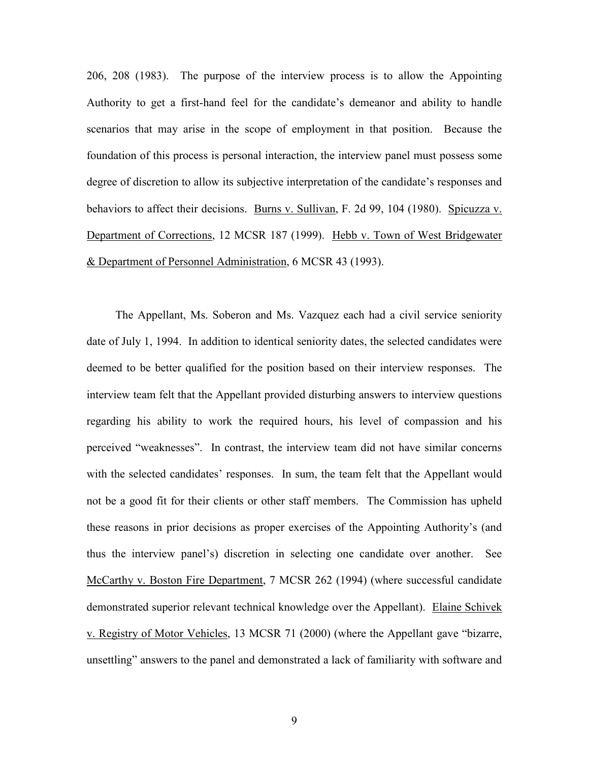206, 208 (1983). The purpose of the interview process is to allow the Appointing Authority to get a first-hand feel for the candidate's demeanor and ability to handle scenarios that may arise in the scope of employment in that position. Because the foundation of this process is personal interaction, the interview panel must possess some degree of discretion to allow its subjective interpretation of the candidate's responses and behaviors to affect their decisions. Burns v. Sullivan, F. 2d 99, 104 (1980). Spicuzza v. Department of Corrections, 12 MCSR 187 (1999). Hebb v. Town of West Bridgewater & Department of Personnel Administration, 6 MCSR 43 (1993).

The Appellant, Ms. Soberon and Ms. Vazquez each had a civil service seniority date of July 1, 1994. In addition to identical seniority dates, the selected candidates were deemed to be better qualified for the position based on their interview responses. The interview team felt that the Appellant provided disturbing answers to interview questions regarding his ability to work the required hours, his level of compassion and his perceived "weaknesses". In contrast, the interview team did not have similar concerns with the selected candidates' responses. In sum, the team felt that the Appellant would not be a good fit for their clients or other staff members. The Commission has upheld these reasons in prior decisions as proper exercises of the Appointing Authority's (and thus the interview panel's) discretion in selecting one candidate over another. See McCarthy v. Boston Fire Department, 7 MCSR 262 (1994) (where successful candidate demonstrated superior relevant technical knowledge over the Appellant). Elaine Schivek v. Registry of Motor Vehicles, 13 MCSR 71 (2000) (where the Appellant gave "bizarre, unsettling" answers to the panel and demonstrated a lack of familiarity with software and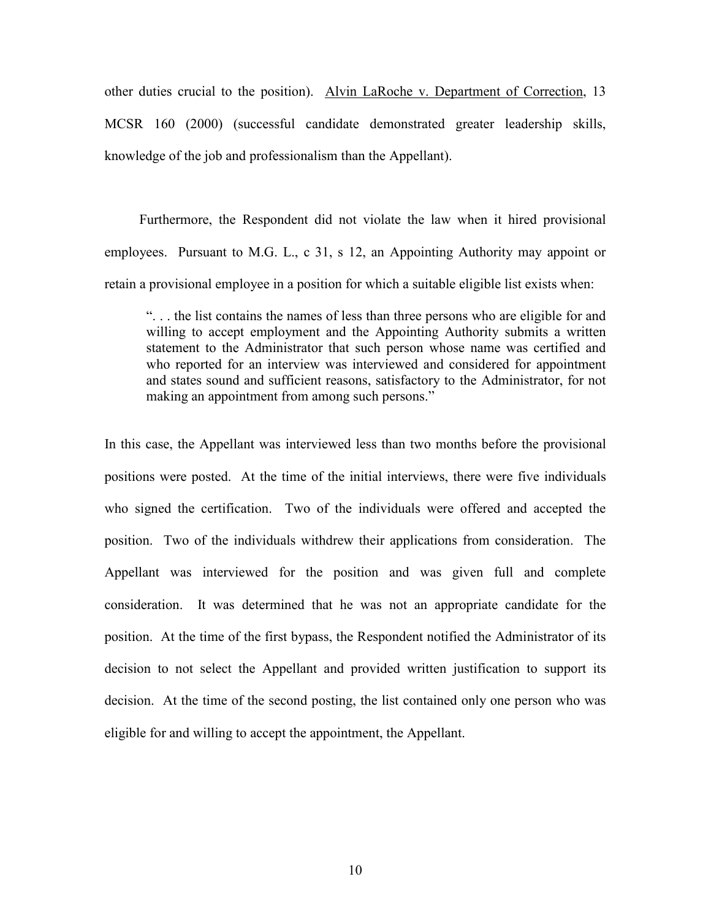other duties crucial to the position). Alvin LaRoche v. Department of Correction, 13 MCSR 160 (2000) (successful candidate demonstrated greater leadership skills, knowledge of the job and professionalism than the Appellant).

Furthermore, the Respondent did not violate the law when it hired provisional employees. Pursuant to M.G. L., c 31, s 12, an Appointing Authority may appoint or retain a provisional employee in a position for which a suitable eligible list exists when:

> ". . . the list contains the names of less than three persons who are eligible for and willing to accept employment and the Appointing Authority submits a written statement to the Administrator that such person whose name was certified and who reported for an interview was interviewed and considered for appointment and states sound and sufficient reasons, satisfactory to the Administrator, for not making an appointment from among such persons."

In this case, the Appellant was interviewed less than two months before the provisional positions were posted. At the time of the initial interviews, there were five individuals who signed the certification. Two of the individuals were offered and accepted the position. Two of the individuals withdrew their applications from consideration. The Appellant was interviewed for the position and was given full and complete consideration. It was determined that he was not an appropriate candidate for the position. At the time of the first bypass, the Respondent notified the Administrator of its decision to not select the Appellant and provided written justification to support its decision. At the time of the second posting, the list contained only one person who was eligible for and willing to accept the appointment, the Appellant.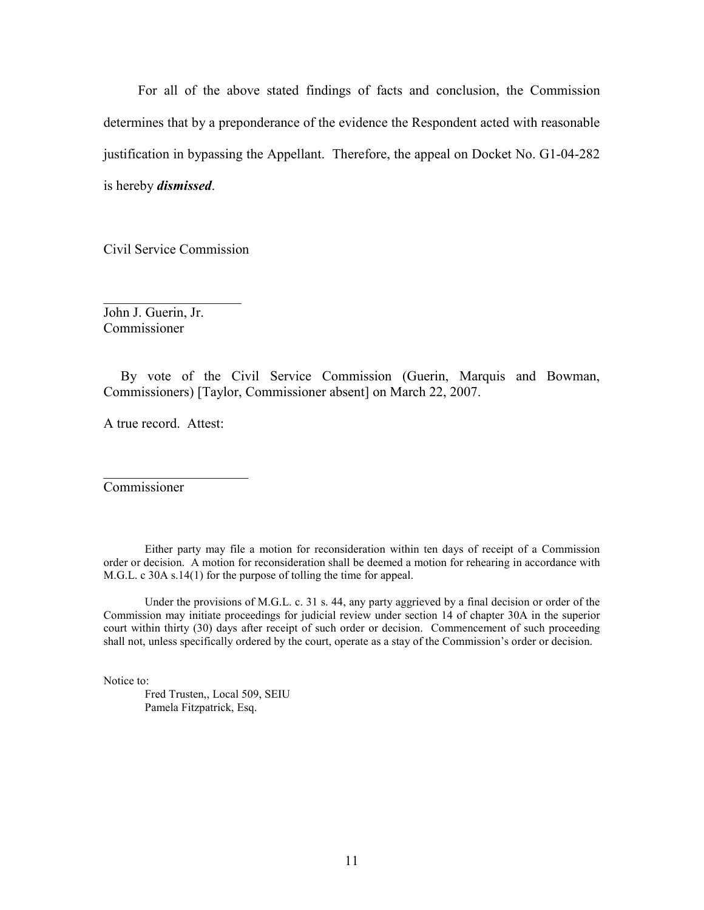For all of the above stated findings of facts and conclusion, the Commission determines that by a preponderance of the evidence the Respondent acted with reasonable justification in bypassing the Appellant. Therefore, the appeal on Docket No. G1-04-282 is hereby ***dismissed***.

Civil Service Commission

\_\_\_\_\_\_\_\_\_\_\_\_\_\_\_\_\_\_\_\_

John J. Guerin, Jr.
Commissioner

By vote of the Civil Service Commission (Guerin, Marquis and Bowman, Commissioners) [Taylor, Commissioner absent] on March 22, 2007.

A true record. Attest:

\_\_\_\_\_\_\_\_\_\_\_\_\_\_\_\_\_\_\_\_\_

Commissioner

Either party may file a motion for reconsideration within ten days of receipt of a Commission order or decision. A motion for reconsideration shall be deemed a motion for rehearing in accordance with M.G.L. c 30A s.14(1) for the purpose of tolling the time for appeal.

Under the provisions of M.G.L. c. 31 s. 44, any party aggrieved by a final decision or order of the Commission may initiate proceedings for judicial review under section 14 of chapter 30A in the superior court within thirty (30) days after receipt of such order or decision. Commencement of such proceeding shall not, unless specifically ordered by the court, operate as a stay of the Commission's order or decision.

Notice to:
Fred Trusten,, Local 509, SEIU
Pamela Fitzpatrick, Esq.